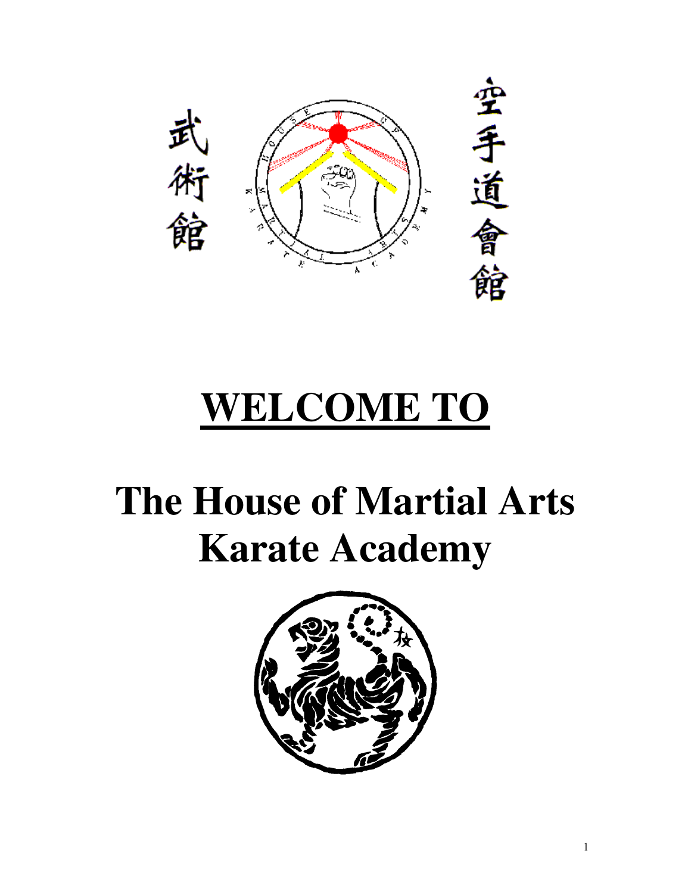武術館

空手道會館

# WELCOME TO

# The House of Martial Arts Karate Academy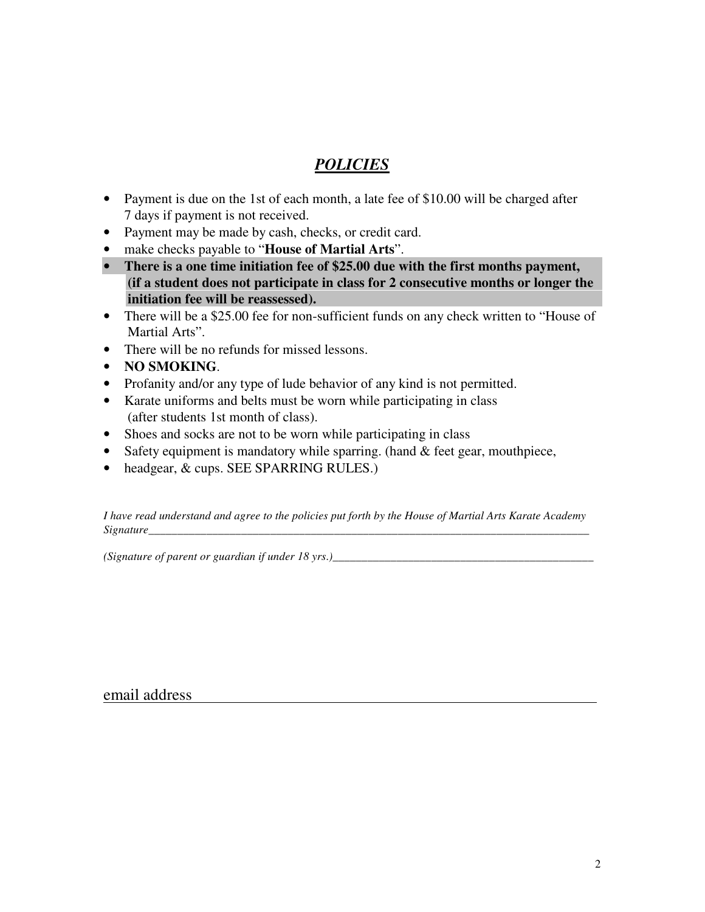## ***POLICIES***

- Payment is due on the 1st of each month, a late fee of $10.00 will be charged after 7 days if payment is not received.
- Payment may be made by cash, checks, or credit card.
- make checks payable to "**House of Martial Arts**".
- **There is a one time initiation fee of $25.00 due with the first months payment, (if a student does not participate in class for 2 consecutive months or longer the initiation fee will be reassessed).**
- There will be a $25.00 fee for non-sufficient funds on any check written to "House of Martial Arts".
- There will be no refunds for missed lessons.
- **NO SMOKING**.
- Profanity and/or any type of lude behavior of any kind is not permitted.
- Karate uniforms and belts must be worn while participating in class (after students 1st month of class).
- Shoes and socks are not to be worn while participating in class
- Safety equipment is mandatory while sparring. (hand & feet gear, mouthpiece,
- headgear, & cups. SEE SPARRING RULES.)

*I have read understand and agree to the policies put forth by the House of Martial Arts Karate Academy*
*Signature*______________________________________________________________________________

*(Signature of parent or guardian if under 18 yrs.)*_____________________________________________

email address ______________________________________________________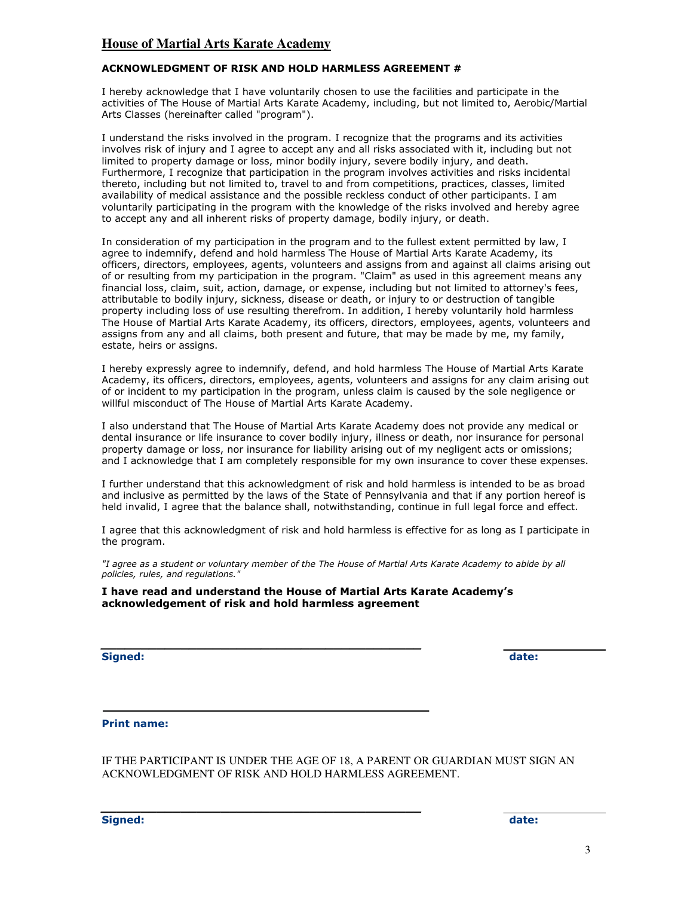## House of Martial Arts Karate Academy

**ACKNOWLEDGMENT OF RISK AND HOLD HARMLESS AGREEMENT #**

I hereby acknowledge that I have voluntarily chosen to use the facilities and participate in the activities of The House of Martial Arts Karate Academy, including, but not limited to, Aerobic/Martial Arts Classes (hereinafter called "program").

I understand the risks involved in the program. I recognize that the programs and its activities involves risk of injury and I agree to accept any and all risks associated with it, including but not limited to property damage or loss, minor bodily injury, severe bodily injury, and death. Furthermore, I recognize that participation in the program involves activities and risks incidental thereto, including but not limited to, travel to and from competitions, practices, classes, limited availability of medical assistance and the possible reckless conduct of other participants. I am voluntarily participating in the program with the knowledge of the risks involved and hereby agree to accept any and all inherent risks of property damage, bodily injury, or death.

In consideration of my participation in the program and to the fullest extent permitted by law, I agree to indemnify, defend and hold harmless The House of Martial Arts Karate Academy, its officers, directors, employees, agents, volunteers and assigns from and against all claims arising out of or resulting from my participation in the program. "Claim" as used in this agreement means any financial loss, claim, suit, action, damage, or expense, including but not limited to attorney's fees, attributable to bodily injury, sickness, disease or death, or injury to or destruction of tangible property including loss of use resulting therefrom. In addition, I hereby voluntarily hold harmless The House of Martial Arts Karate Academy, its officers, directors, employees, agents, volunteers and assigns from any and all claims, both present and future, that may be made by me, my family, estate, heirs or assigns.

I hereby expressly agree to indemnify, defend, and hold harmless The House of Martial Arts Karate Academy, its officers, directors, employees, agents, volunteers and assigns for any claim arising out of or incident to my participation in the program, unless claim is caused by the sole negligence or willful misconduct of The House of Martial Arts Karate Academy.

I also understand that The House of Martial Arts Karate Academy does not provide any medical or dental insurance or life insurance to cover bodily injury, illness or death, nor insurance for personal property damage or loss, nor insurance for liability arising out of my negligent acts or omissions; and I acknowledge that I am completely responsible for my own insurance to cover these expenses.

I further understand that this acknowledgment of risk and hold harmless is intended to be as broad and inclusive as permitted by the laws of the State of Pennsylvania and that if any portion hereof is held invalid, I agree that the balance shall, notwithstanding, continue in full legal force and effect.

I agree that this acknowledgment of risk and hold harmless is effective for as long as I participate in the program.

*"I agree as a student or voluntary member of the The House of Martial Arts Karate Academy to abide by all policies, rules, and regulations."*

**I have read and understand the House of Martial Arts Karate Academy's acknowledgement of risk and hold harmless agreement**

**Signed:** ______________________________ **date:** ____________

**Print name:** ______________________________

IF THE PARTICIPANT IS UNDER THE AGE OF 18, A PARENT OR GUARDIAN MUST SIGN AN ACKNOWLEDGMENT OF RISK AND HOLD HARMLESS AGREEMENT.

**Signed:** ______________________________ **date:** ____________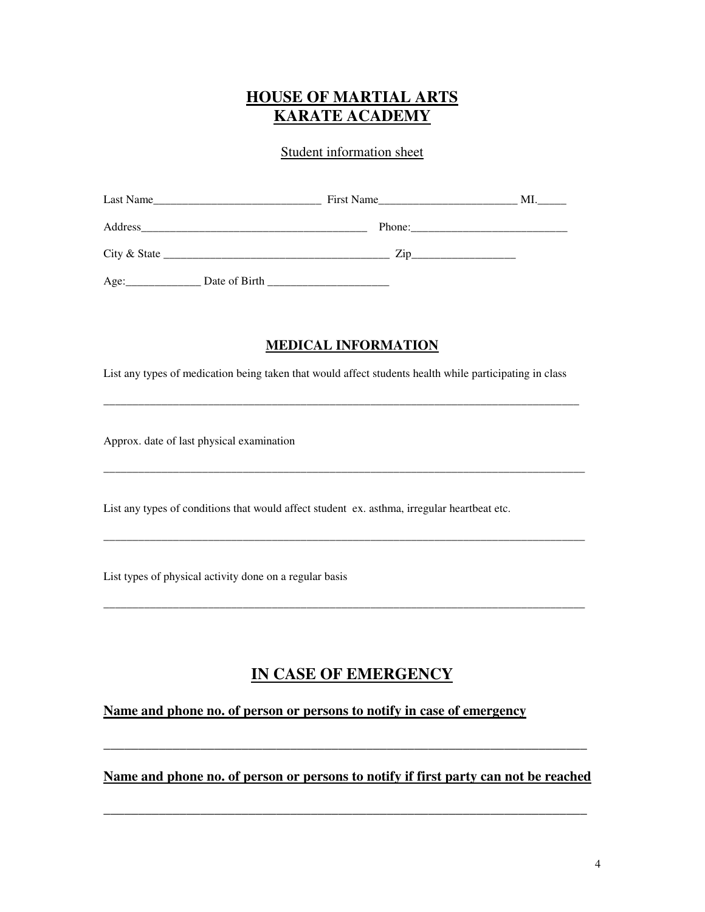# HOUSE OF MARTIAL ARTS
# KARATE ACADEMY

Student information sheet

Last Name_____________________________ First Name________________________ MI._____

Address_______________________________________ Phone:___________________________

City & State _______________________________________ Zip__________________

Age:_____________ Date of Birth _____________________

## MEDICAL INFORMATION

List any types of medication being taken that would affect students health while participating in class

_____________________________________________________________________________________

Approx. date of last physical examination

_____________________________________________________________________________________

List any types of conditions that would affect student ex. asthma, irregular heartbeat etc.

_____________________________________________________________________________________

List types of physical activity done on a regular basis

_____________________________________________________________________________________

## IN CASE OF EMERGENCY

**Name and phone no. of person or persons to notify in case of emergency**

_____________________________________________________________________________________

**Name and phone no. of person or persons to notify if first party can not be reached**

_____________________________________________________________________________________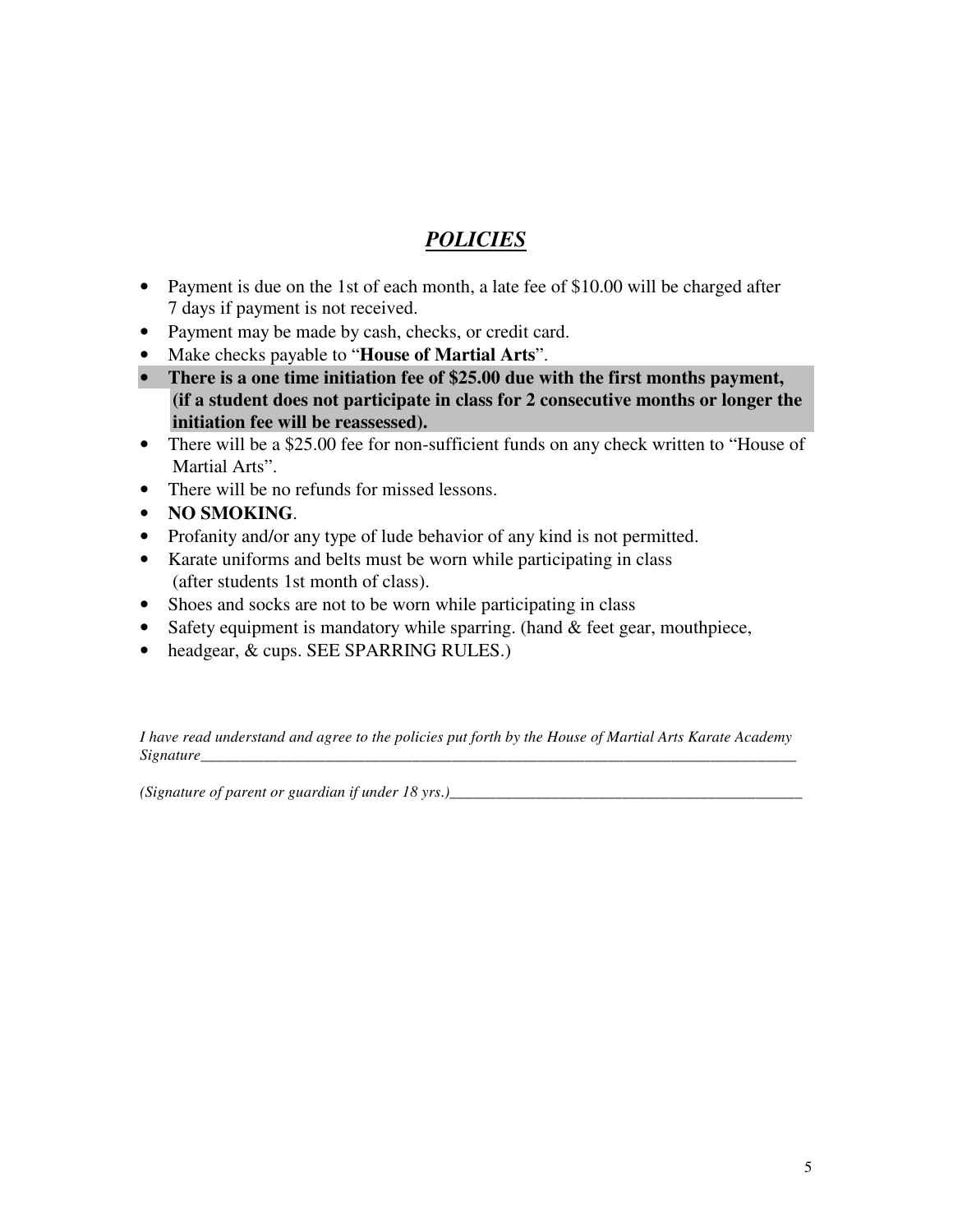# ***POLICIES***

- Payment is due on the 1st of each month, a late fee of $10.00 will be charged after 7 days if payment is not received.
- Payment may be made by cash, checks, or credit card.
- Make checks payable to "**House of Martial Arts**".
- **There is a one time initiation fee of $25.00 due with the first months payment, (if a student does not participate in class for 2 consecutive months or longer the initiation fee will be reassessed).**
- There will be a $25.00 fee for non-sufficient funds on any check written to "House of Martial Arts".
- There will be no refunds for missed lessons.
- **NO SMOKING**.
- Profanity and/or any type of lude behavior of any kind is not permitted.
- Karate uniforms and belts must be worn while participating in class (after students 1st month of class).
- Shoes and socks are not to be worn while participating in class
- Safety equipment is mandatory while sparring. (hand & feet gear, mouthpiece,
- headgear, & cups. SEE SPARRING RULES.)

*I have read understand and agree to the policies put forth by the House of Martial Arts Karate Academy*
*Signature*\_\_\_\_\_\_\_\_\_\_\_\_\_\_\_\_\_\_\_\_\_\_\_\_\_\_\_\_\_\_\_\_\_\_\_\_\_\_\_\_\_\_\_\_\_\_\_\_\_\_\_\_\_\_\_\_\_\_\_\_\_\_\_\_

*(Signature of parent or guardian if under 18 yrs.)*\_\_\_\_\_\_\_\_\_\_\_\_\_\_\_\_\_\_\_\_\_\_\_\_\_\_\_\_\_\_\_\_\_\_\_\_\_\_\_\_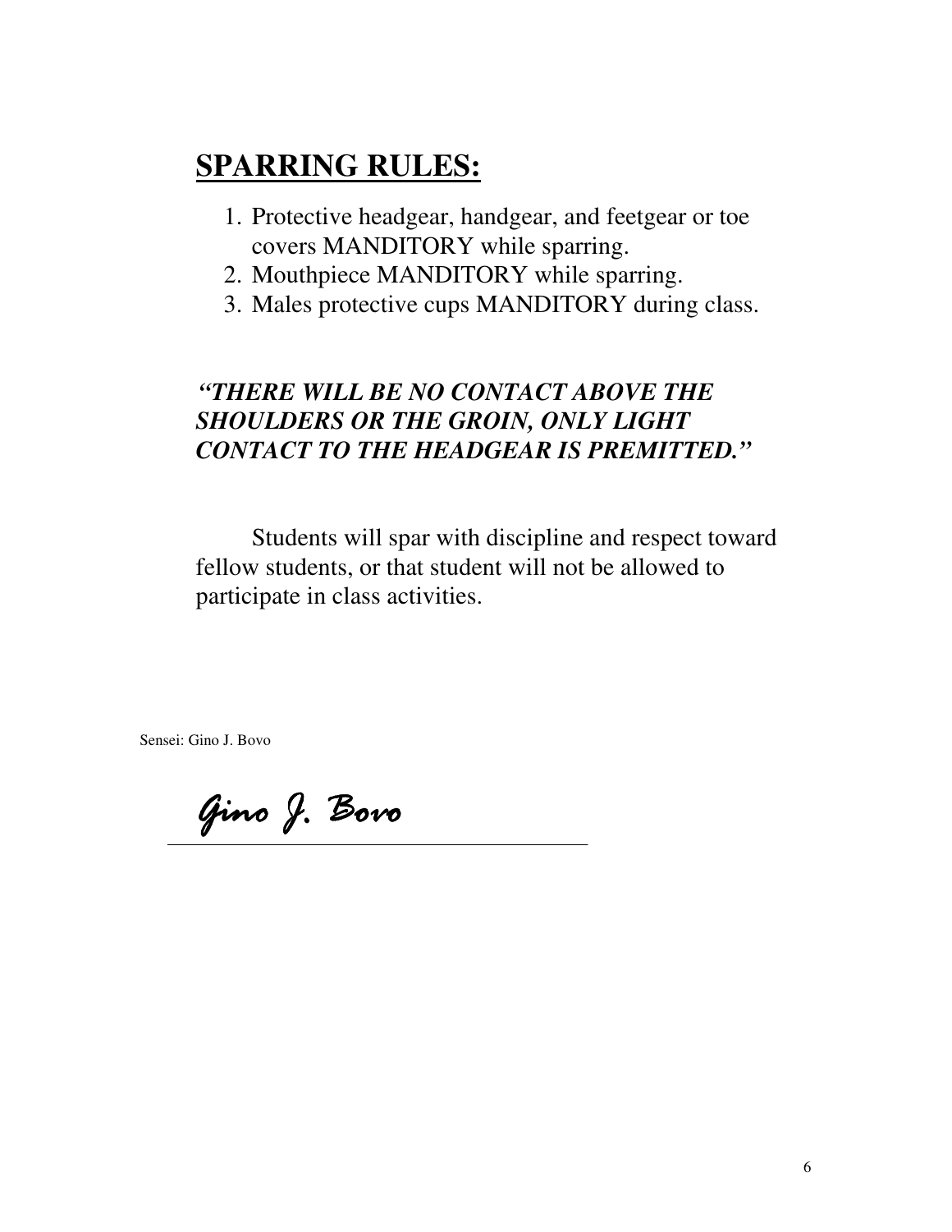## SPARRING RULES:

1. Protective headgear, handgear, and feetgear or toe covers MANDITORY while sparring.
2. Mouthpiece MANDITORY while sparring.
3. Males protective cups MANDITORY during class.

***"THERE WILL BE NO CONTACT ABOVE THE SHOULDERS OR THE GROIN, ONLY LIGHT CONTACT TO THE HEADGEAR IS PREMITTED."***

Students will spar with discipline and respect toward fellow students, or that student will not be allowed to participate in class activities.

Sensei: Gino J. Bovo

*Gino J. Bovo*